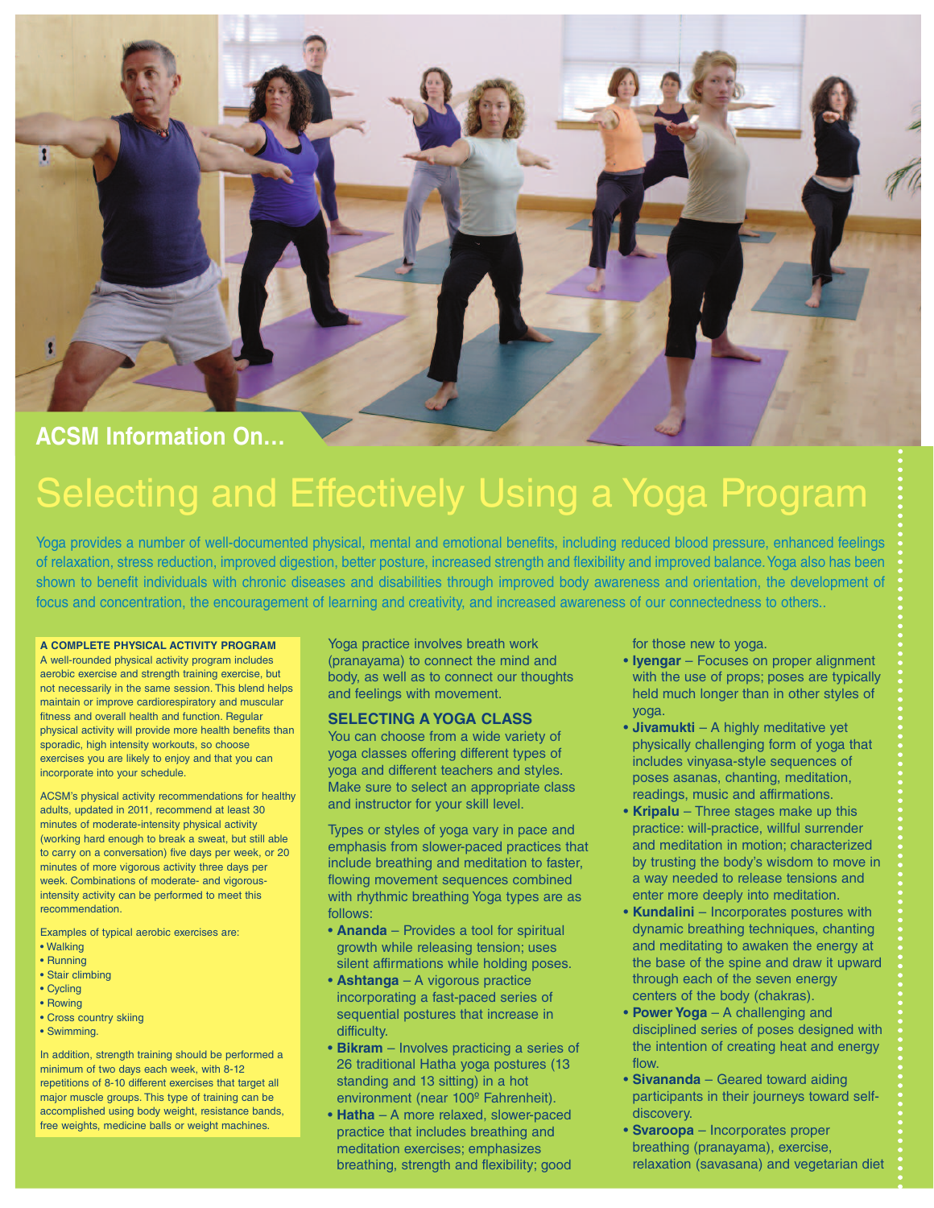ACSM Information On...

# Selecting and Effectively Using a Yoga Program

Yoga provides a number of well-documented physical, mental and emotional benefits, including reduced blood pressure, enhanced feelings of relaxation, stress reduction, improved digestion, better posture, increased strength and flexibility and improved balance. Yoga also has been shown to benefit individuals with chronic diseases and disabilities through improved body awareness and orientation, the development of focus and concentration, the encouragement of learning and creativity, and increased awareness of our connectedness to others..

### A COMPLETE PHYSICAL ACTIVITY PROGRAM

A well-rounded physical activity program includes aerobic exercise and strength training exercise, but not necessarily in the same session. This blend helps maintain or improve cardiorespiratory and muscular fitness and overall health and function. Regular physical activity will provide more health benefits than sporadic, high intensity workouts, so choose exercises you are likely to enjoy and that you can incorporate into your schedule.

ACSM's physical activity recommendations for healthy adults, updated in 2011, recommend at least 30 minutes of moderate-intensity physical activity (working hard enough to break a sweat, but still able to carry on a conversation) five days per week, or 20 minutes of more vigorous activity three days per week. Combinations of moderate- and vigorous-intensity activity can be performed to meet this recommendation.

Examples of typical aerobic exercises are:

- Walking
- Running
- Stair climbing
- Cycling
- Rowing
- Cross country skiing
- Swimming.

In addition, strength training should be performed a minimum of two days each week, with 8-12 repetitions of 8-10 different exercises that target all major muscle groups. This type of training can be accomplished using body weight, resistance bands, free weights, medicine balls or weight machines.

Yoga practice involves breath work (pranayama) to connect the mind and body, as well as to connect our thoughts and feelings with movement.

### SELECTING A YOGA CLASS

You can choose from a wide variety of yoga classes offering different types of yoga and different teachers and styles. Make sure to select an appropriate class and instructor for your skill level.

Types or styles of yoga vary in pace and emphasis from slower-paced practices that include breathing and meditation to faster, flowing movement sequences combined with rhythmic breathing Yoga types are as follows:

- **Ananda** – Provides a tool for spiritual growth while releasing tension; uses silent affirmations while holding poses.
- **Ashtanga** – A vigorous practice incorporating a fast-paced series of sequential postures that increase in difficulty.
- **Bikram** – Involves practicing a series of 26 traditional Hatha yoga postures (13 standing and 13 sitting) in a hot environment (near 100º Fahrenheit).
- **Hatha** – A more relaxed, slower-paced practice that includes breathing and meditation exercises; emphasizes breathing, strength and flexibility; good for those new to yoga.
- **Iyengar** – Focuses on proper alignment with the use of props; poses are typically held much longer than in other styles of yoga.
- **Jivamukti** – A highly meditative yet physically challenging form of yoga that includes vinyasa-style sequences of poses asanas, chanting, meditation, readings, music and affirmations.
- **Kripalu** – Three stages make up this practice: will-practice, willful surrender and meditation in motion; characterized by trusting the body's wisdom to move in a way needed to release tensions and enter more deeply into meditation.
- **Kundalini** – Incorporates postures with dynamic breathing techniques, chanting and meditating to awaken the energy at the base of the spine and draw it upward through each of the seven energy centers of the body (chakras).
- **Power Yoga** – A challenging and disciplined series of poses designed with the intention of creating heat and energy flow.
- **Sivananda** – Geared toward aiding participants in their journeys toward self-discovery.
- **Svaroopa** – Incorporates proper breathing (pranayama), exercise, relaxation (savasana) and vegetarian diet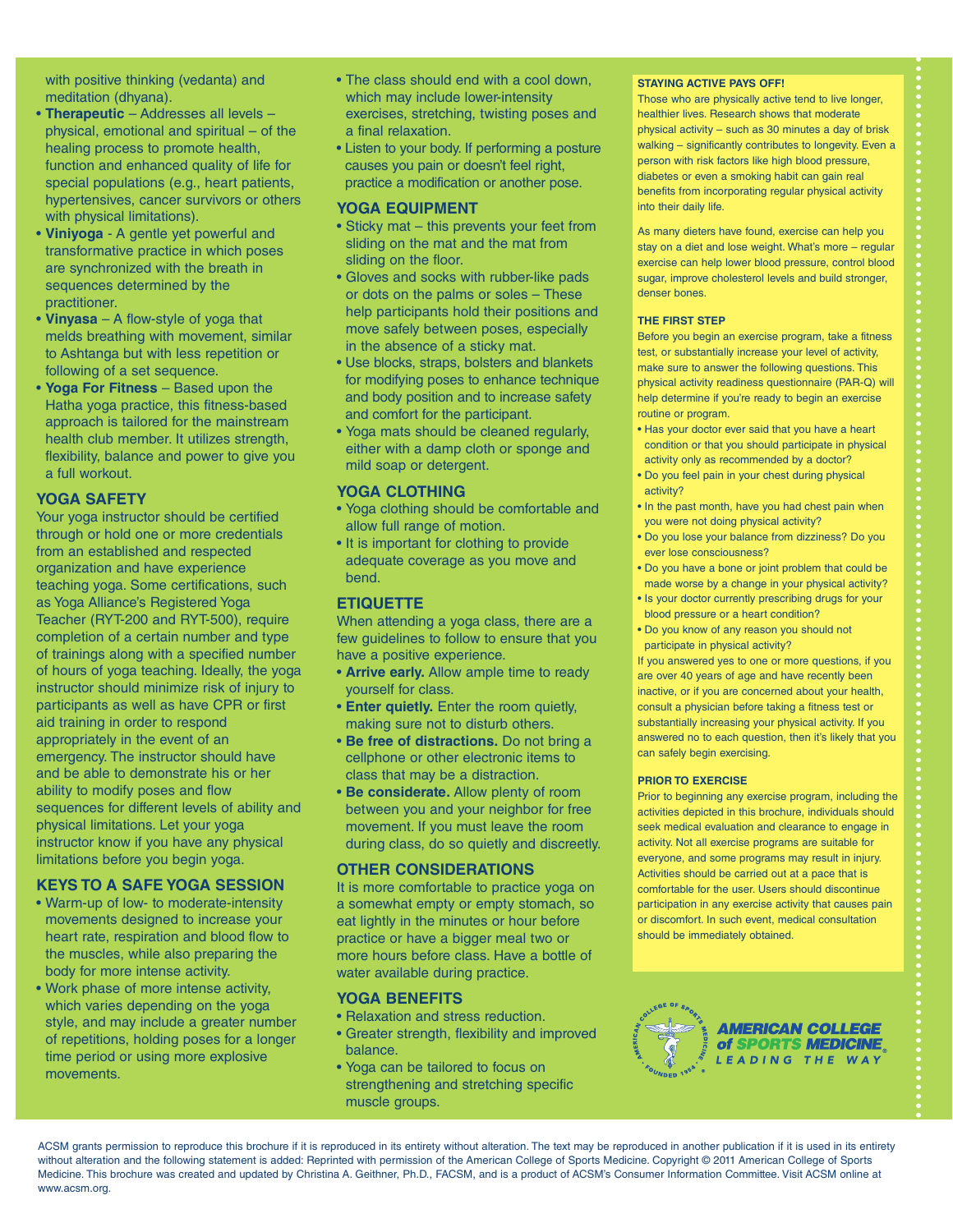with positive thinking (vedanta) and meditation (dhyana).

- **Therapeutic** – Addresses all levels – physical, emotional and spiritual – of the healing process to promote health, function and enhanced quality of life for special populations (e.g., heart patients, hypertensives, cancer survivors or others with physical limitations).
- **Viniyoga** - A gentle yet powerful and transformative practice in which poses are synchronized with the breath in sequences determined by the practitioner.
- **Vinyasa** – A flow-style of yoga that melds breathing with movement, similar to Ashtanga but with less repetition or following of a set sequence.
- **Yoga For Fitness** – Based upon the Hatha yoga practice, this fitness-based approach is tailored for the mainstream health club member. It utilizes strength, flexibility, balance and power to give you a full workout.

## YOGA SAFETY

Your yoga instructor should be certified through or hold one or more credentials from an established and respected organization and have experience teaching yoga. Some certifications, such as Yoga Alliance's Registered Yoga Teacher (RYT-200 and RYT-500), require completion of a certain number and type of trainings along with a specified number of hours of yoga teaching. Ideally, the yoga instructor should minimize risk of injury to participants as well as have CPR or first aid training in order to respond appropriately in the event of an emergency. The instructor should have and be able to demonstrate his or her ability to modify poses and flow sequences for different levels of ability and physical limitations. Let your yoga instructor know if you have any physical limitations before you begin yoga.

## KEYS TO A SAFE YOGA SESSION

- Warm-up of low- to moderate-intensity movements designed to increase your heart rate, respiration and blood flow to the muscles, while also preparing the body for more intense activity.
- Work phase of more intense activity, which varies depending on the yoga style, and may include a greater number of repetitions, holding poses for a longer time period or using more explosive movements.
- The class should end with a cool down, which may include lower-intensity exercises, stretching, twisting poses and a final relaxation.
- Listen to your body. If performing a posture causes you pain or doesn't feel right, practice a modification or another pose.

## YOGA EQUIPMENT

- Sticky mat – this prevents your feet from sliding on the mat and the mat from sliding on the floor.
- Gloves and socks with rubber-like pads or dots on the palms or soles – These help participants hold their positions and move safely between poses, especially in the absence of a sticky mat.
- Use blocks, straps, bolsters and blankets for modifying poses to enhance technique and body position and to increase safety and comfort for the participant.
- Yoga mats should be cleaned regularly, either with a damp cloth or sponge and mild soap or detergent.

## YOGA CLOTHING

- Yoga clothing should be comfortable and allow full range of motion.
- It is important for clothing to provide adequate coverage as you move and bend.

## ETIQUETTE

When attending a yoga class, there are a few guidelines to follow to ensure that you have a positive experience.

- **Arrive early.** Allow ample time to ready yourself for class.
- **Enter quietly.** Enter the room quietly, making sure not to disturb others.
- **Be free of distractions.** Do not bring a cellphone or other electronic items to class that may be a distraction.
- **Be considerate.** Allow plenty of room between you and your neighbor for free movement. If you must leave the room during class, do so quietly and discreetly.

## OTHER CONSIDERATIONS

It is more comfortable to practice yoga on a somewhat empty or empty stomach, so eat lightly in the minutes or hour before practice or have a bigger meal two or more hours before class. Have a bottle of water available during practice.

## YOGA BENEFITS

- Relaxation and stress reduction.
- Greater strength, flexibility and improved balance.
- Yoga can be tailored to focus on strengthening and stretching specific muscle groups.

### STAYING ACTIVE PAYS OFF!

Those who are physically active tend to live longer, healthier lives. Research shows that moderate physical activity – such as 30 minutes a day of brisk walking – significantly contributes to longevity. Even a person with risk factors like high blood pressure, diabetes or even a smoking habit can gain real benefits from incorporating regular physical activity into their daily life.

As many dieters have found, exercise can help you stay on a diet and lose weight. What's more – regular exercise can help lower blood pressure, control blood sugar, improve cholesterol levels and build stronger, denser bones.

### THE FIRST STEP

Before you begin an exercise program, take a fitness test, or substantially increase your level of activity, make sure to answer the following questions. This physical activity readiness questionnaire (PAR-Q) will help determine if you're ready to begin an exercise routine or program.

- Has your doctor ever said that you have a heart condition or that you should participate in physical activity only as recommended by a doctor?
- Do you feel pain in your chest during physical activity?
- In the past month, have you had chest pain when you were not doing physical activity?
- Do you lose your balance from dizziness? Do you ever lose consciousness?
- Do you have a bone or joint problem that could be made worse by a change in your physical activity?
- Is your doctor currently prescribing drugs for your blood pressure or a heart condition?
- Do you know of any reason you should not participate in physical activity?

If you answered yes to one or more questions, if you are over 40 years of age and have recently been inactive, or if you are concerned about your health, consult a physician before taking a fitness test or substantially increasing your physical activity. If you answered no to each question, then it's likely that you can safely begin exercising.

### PRIOR TO EXERCISE

Prior to beginning any exercise program, including the activities depicted in this brochure, individuals should seek medical evaluation and clearance to engage in activity. Not all exercise programs are suitable for everyone, and some programs may result in injury. Activities should be carried out at a pace that is comfortable for the user. Users should discontinue participation in any exercise activity that causes pain or discomfort. In such event, medical consultation should be immediately obtained.

AMERICAN COLLEGE of SPORTS MEDICINE® LEADING THE WAY

ACSM grants permission to reproduce this brochure if it is reproduced in its entirety without alteration. The text may be reproduced in another publication if it is used in its entirety without alteration and the following statement is added: Reprinted with permission of the American College of Sports Medicine. Copyright © 2011 American College of Sports Medicine. This brochure was created and updated by Christina A. Geithner, Ph.D., FACSM, and is a product of ACSM's Consumer Information Committee. Visit ACSM online at www.acsm.org.